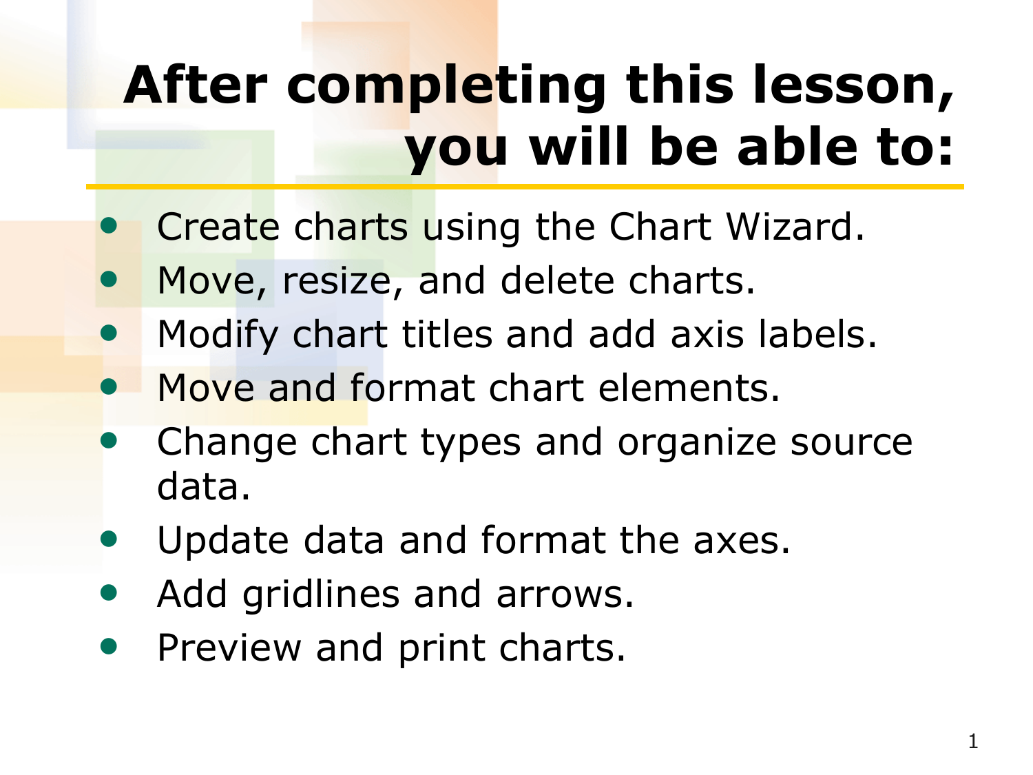# After completing this lesson, you will be able to:

- Create charts using the Chart Wizard.
- Move, resize, and delete charts.
- Modify chart titles and add axis labels.
- Move and format chart elements.
- Change chart types and organize source data.
- Update data and format the axes.
- Add gridlines and arrows.
- Preview and print charts.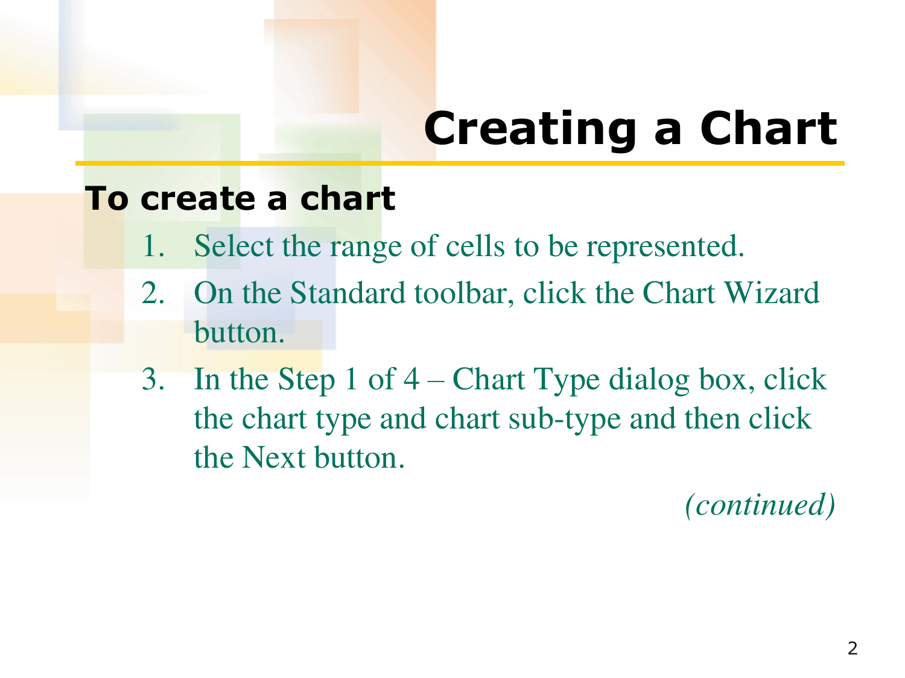# Creating a Chart

**To create a chart**

1. Select the range of cells to be represented.
2. On the Standard toolbar, click the Chart Wizard button.
3. In the Step 1 of 4 – Chart Type dialog box, click the chart type and chart sub-type and then click the Next button.

*(continued)*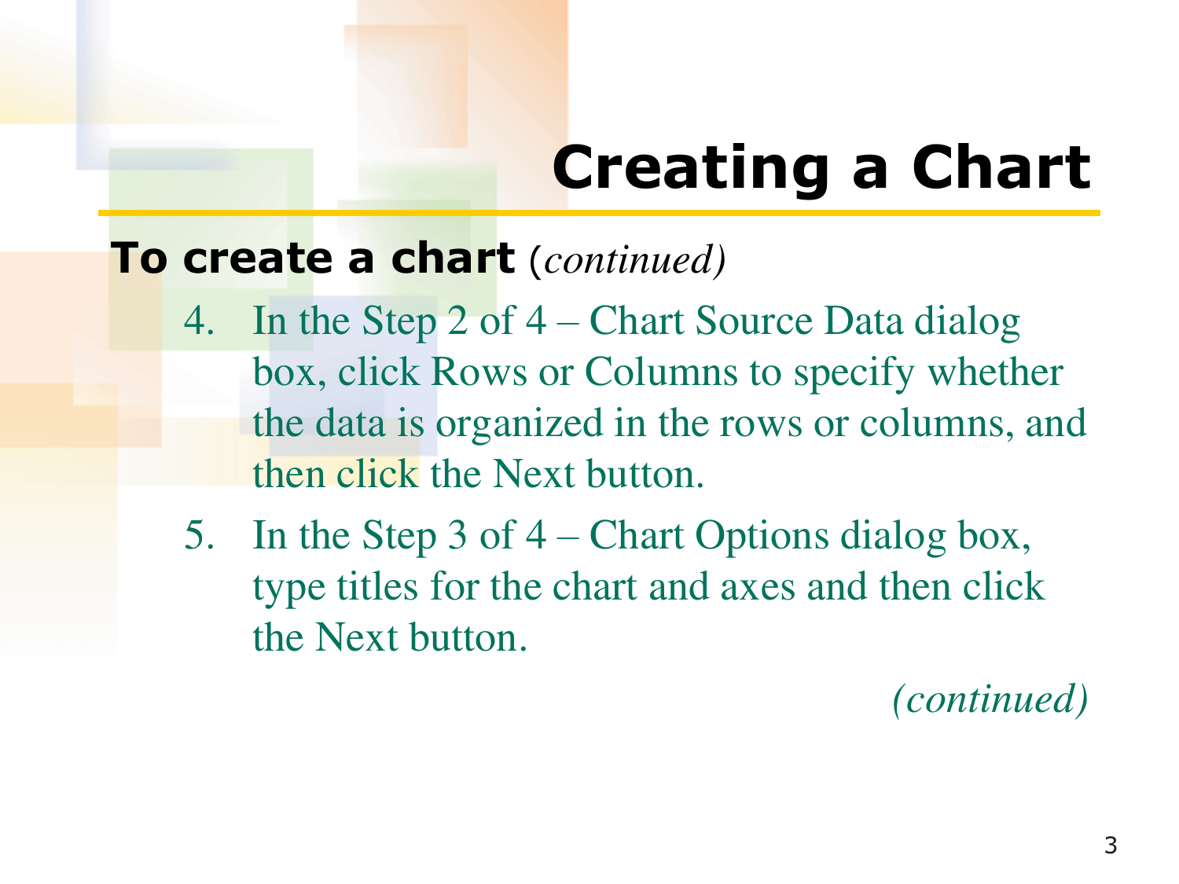# Creating a Chart

**To create a chart** (*continued)*

4. In the Step 2 of 4 – Chart Source Data dialog box, click Rows or Columns to specify whether the data is organized in the rows or columns, and then click the Next button.
5. In the Step 3 of 4 – Chart Options dialog box, type titles for the chart and axes and then click the Next button.

*(continued)*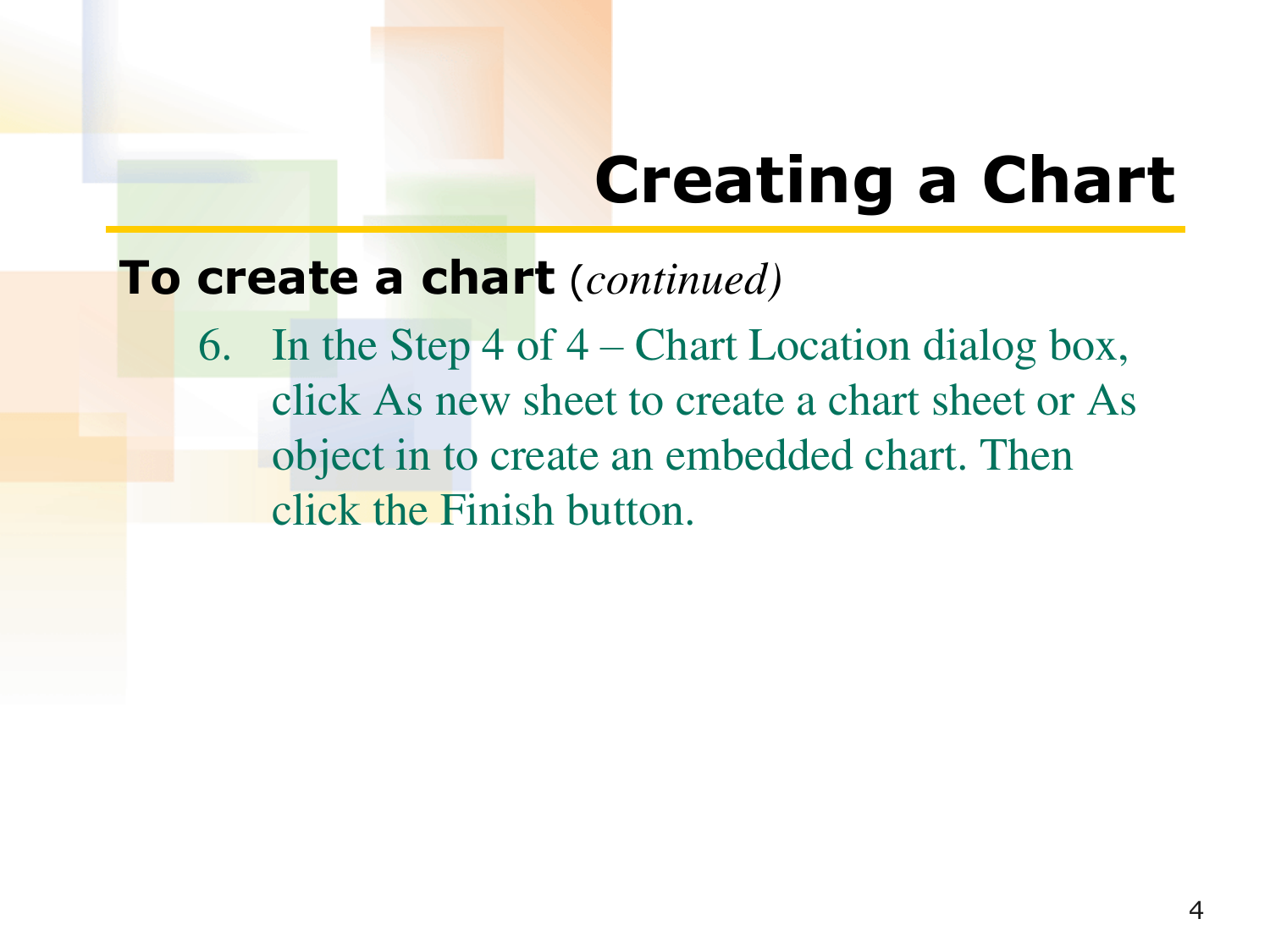# Creating a Chart

**To create a chart** (*continued*)

6. In the Step 4 of 4 – Chart Location dialog box, click As new sheet to create a chart sheet or As object in to create an embedded chart. Then click the Finish button.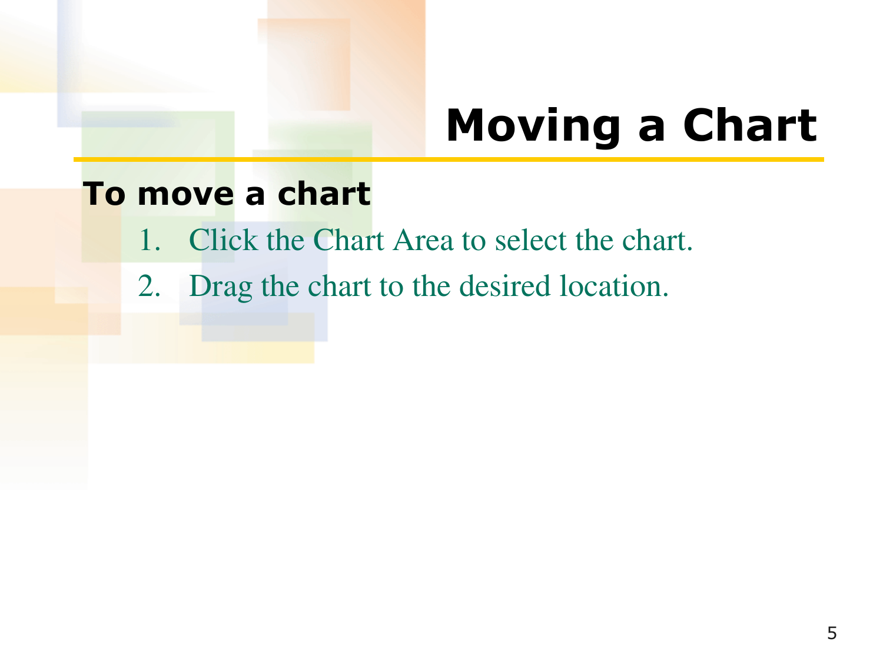# Moving a Chart

**To move a chart**

1. Click the Chart Area to select the chart.
2. Drag the chart to the desired location.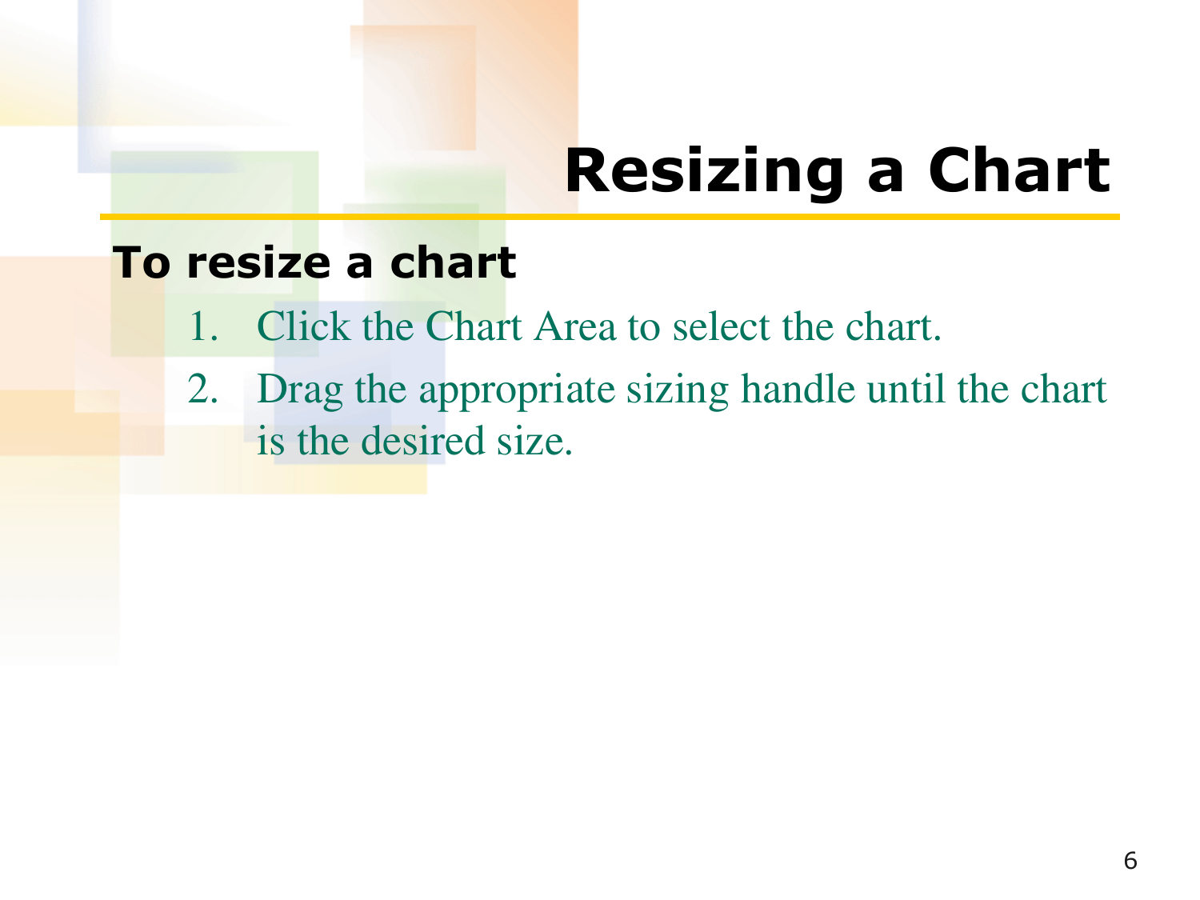# Resizing a Chart

**To resize a chart**

1. Click the Chart Area to select the chart.
2. Drag the appropriate sizing handle until the chart is the desired size.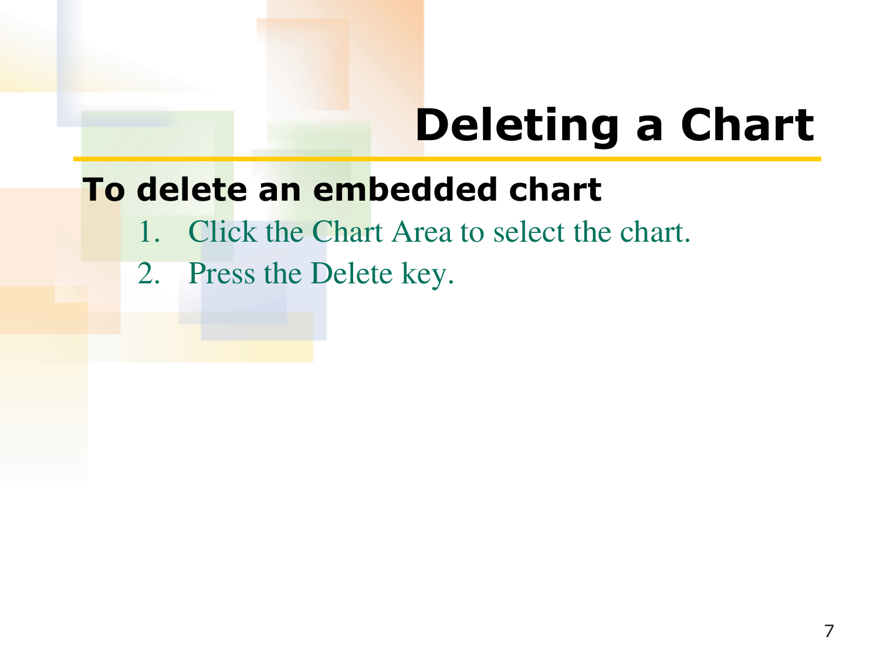# Deleting a Chart

**To delete an embedded chart**

1. Click the Chart Area to select the chart.
2. Press the Delete key.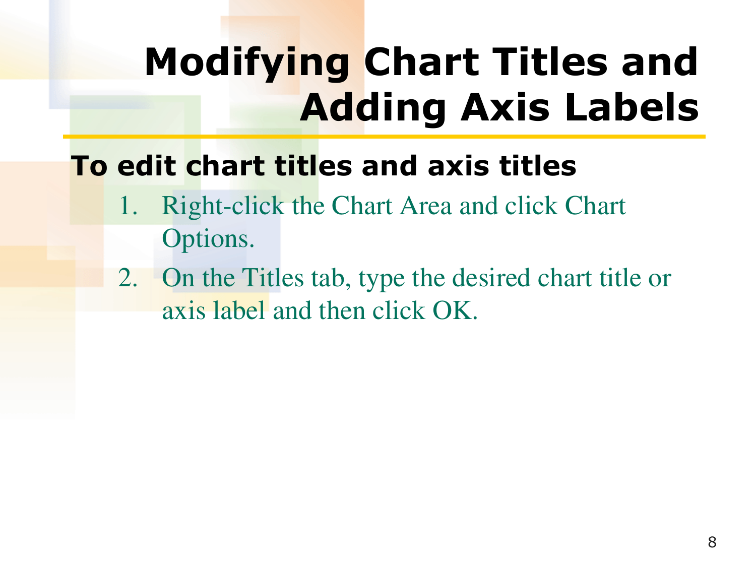# Modifying Chart Titles and Adding Axis Labels

**To edit chart titles and axis titles**

1. Right-click the Chart Area and click Chart Options.
2. On the Titles tab, type the desired chart title or axis label and then click OK.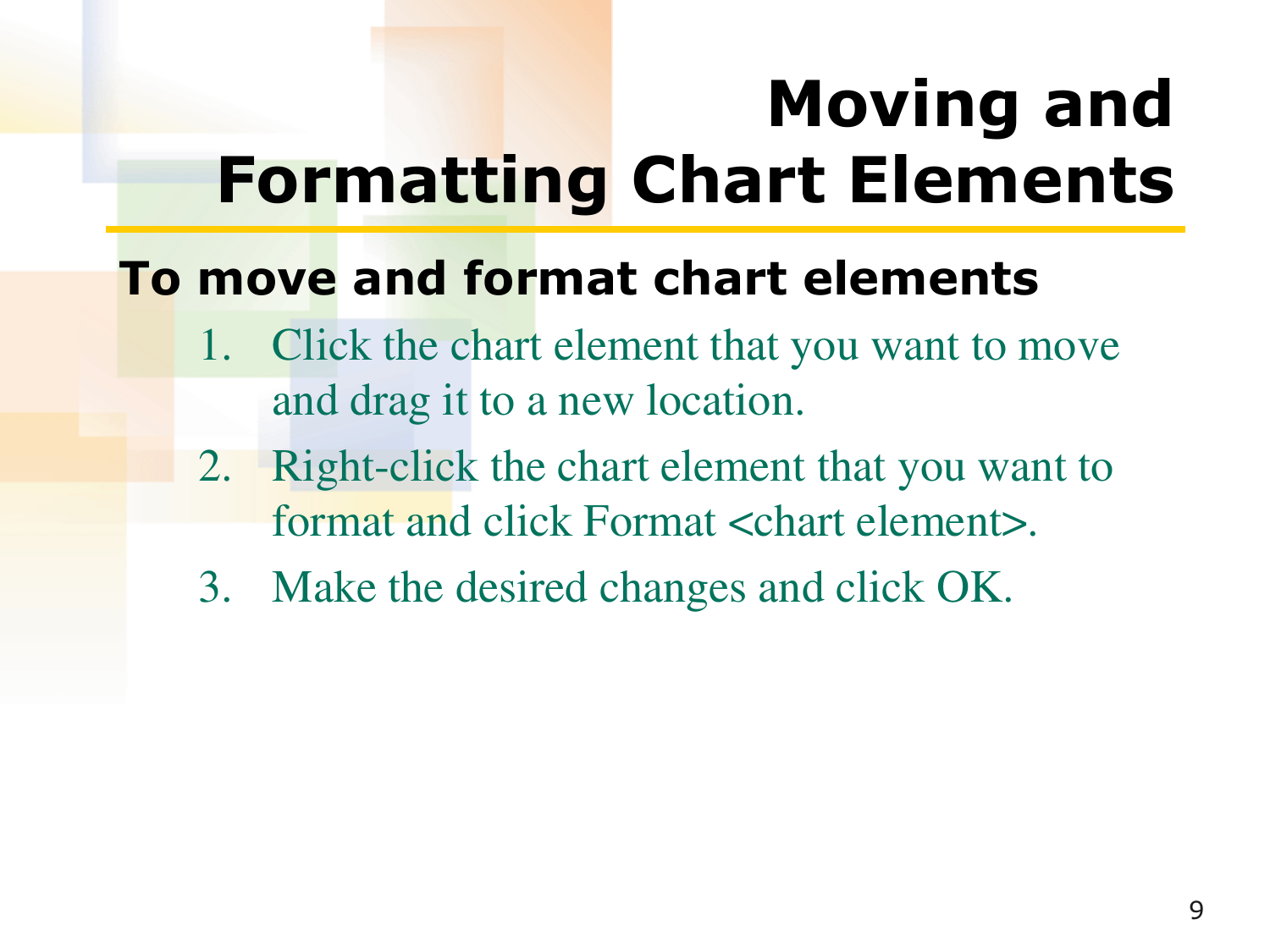# Moving and Formatting Chart Elements

**To move and format chart elements**

1. Click the chart element that you want to move and drag it to a new location.
2. Right-click the chart element that you want to format and click Format <chart element>.
3. Make the desired changes and click OK.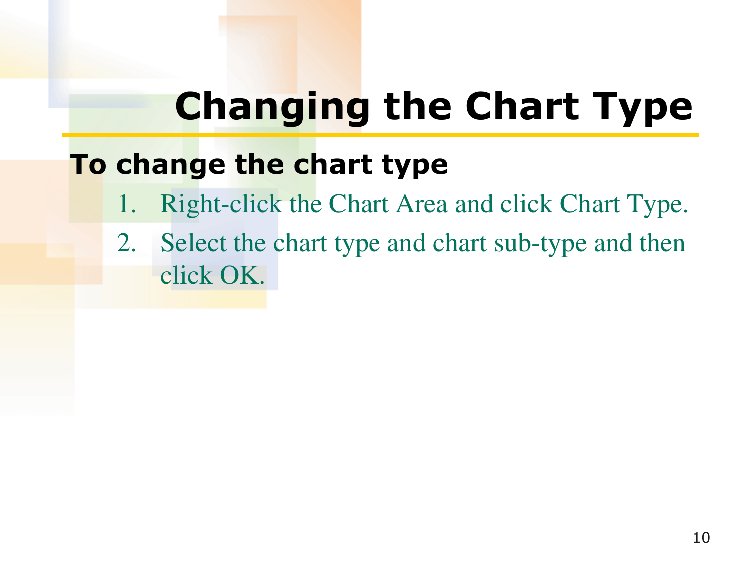# Changing the Chart Type

**To change the chart type**

1. Right-click the Chart Area and click Chart Type.
2. Select the chart type and chart sub-type and then click OK.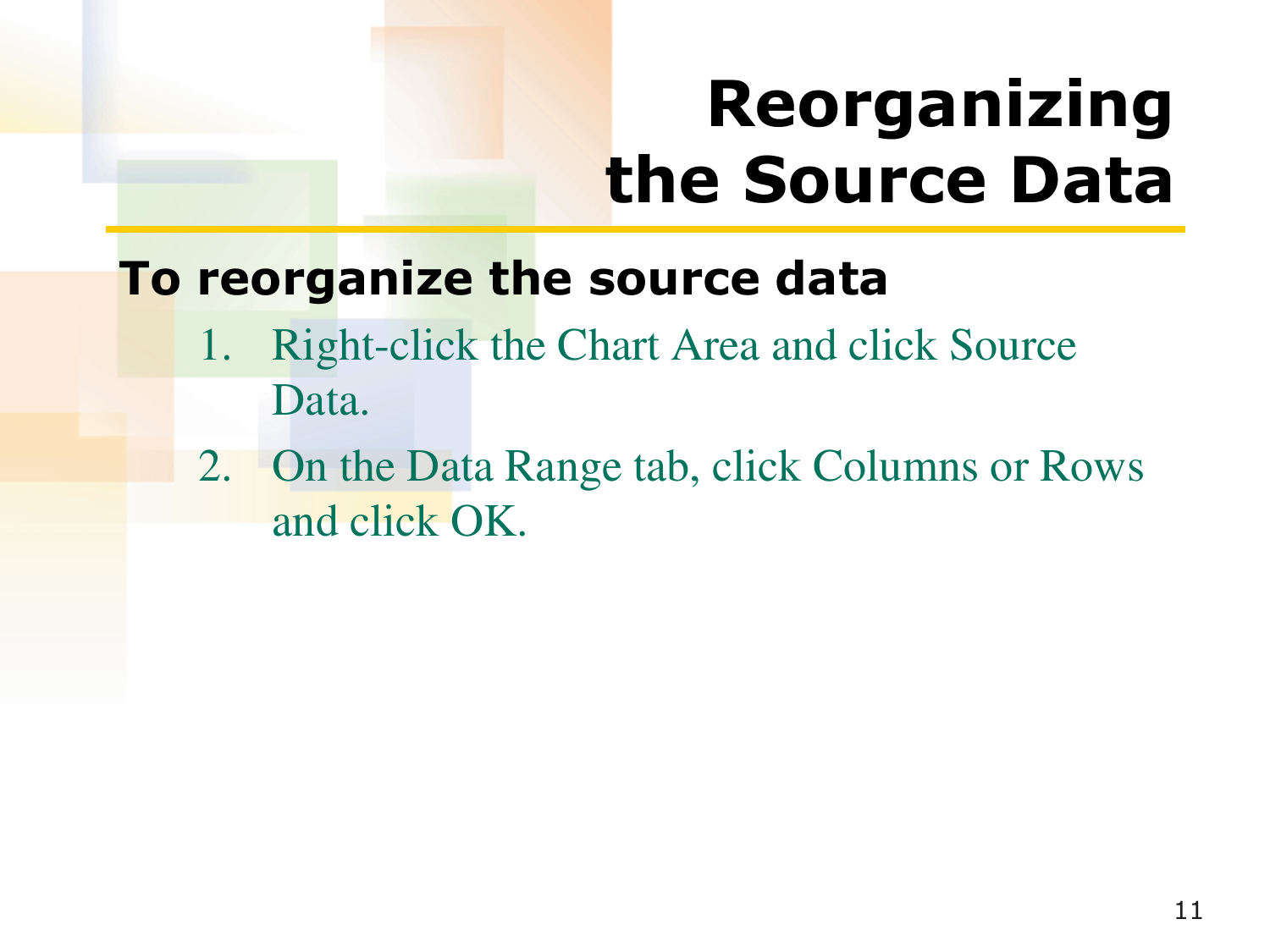# Reorganizing the Source Data

**To reorganize the source data**

1. Right-click the Chart Area and click Source Data.
2. On the Data Range tab, click Columns or Rows and click OK.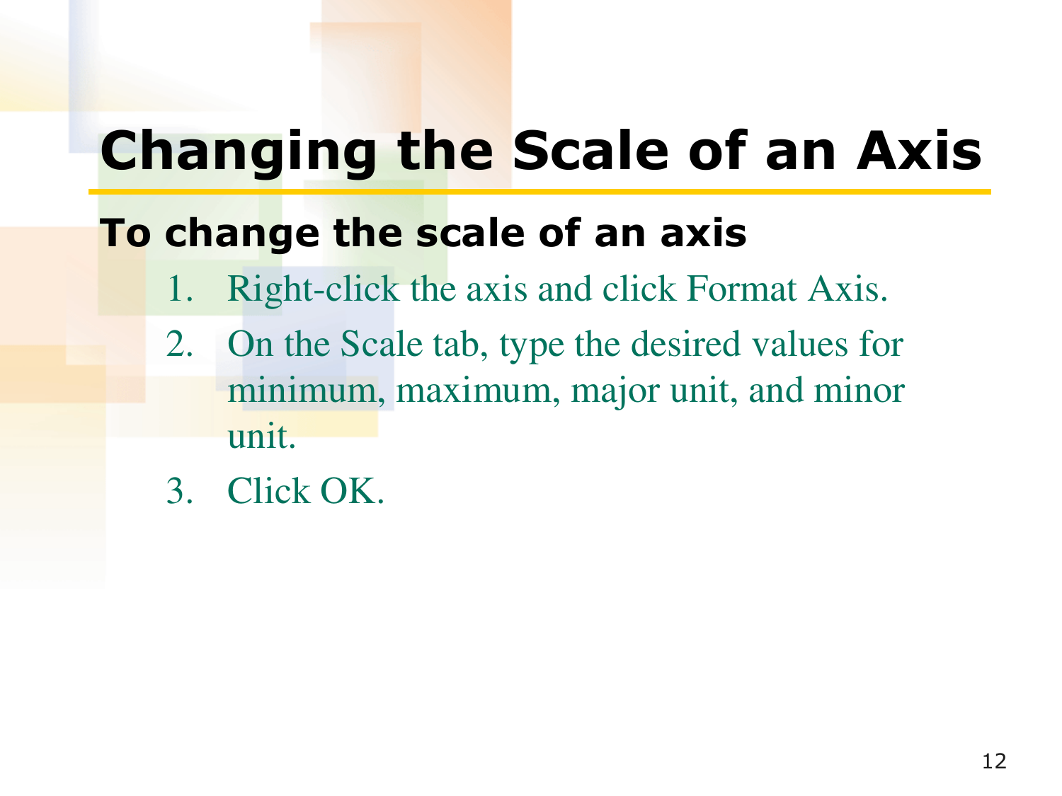# Changing the Scale of an Axis

**To change the scale of an axis**

1. Right-click the axis and click Format Axis.
2. On the Scale tab, type the desired values for minimum, maximum, major unit, and minor unit.
3. Click OK.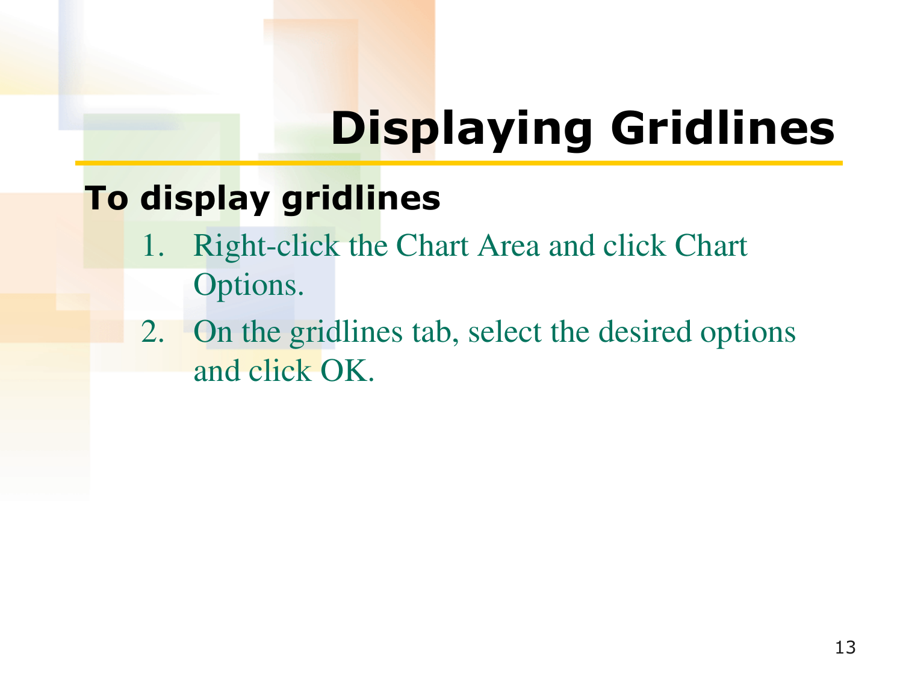# Displaying Gridlines

**To display gridlines**

1. Right-click the Chart Area and click Chart Options.
2. On the gridlines tab, select the desired options and click OK.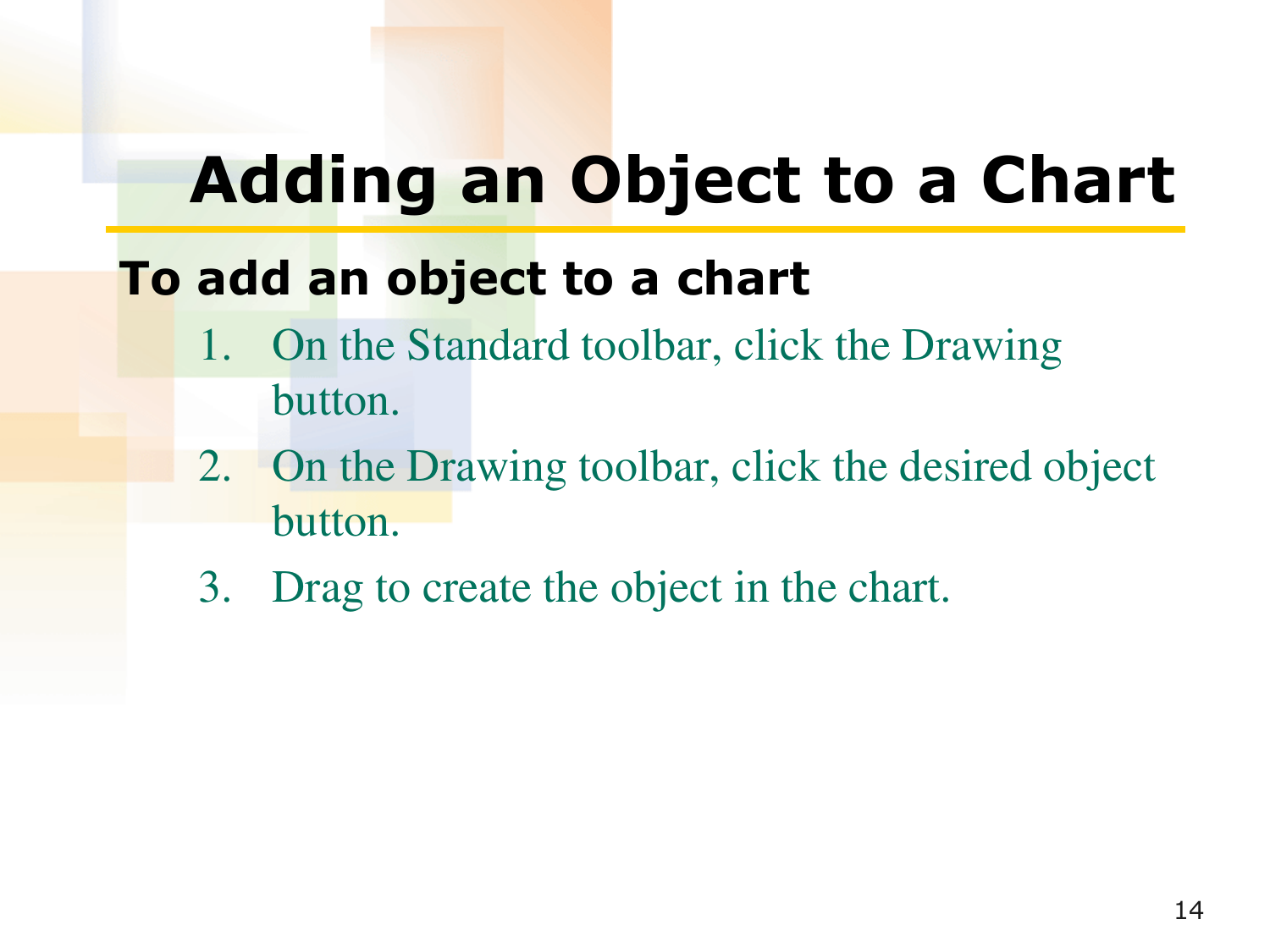# Adding an Object to a Chart

**To add an object to a chart**

1. On the Standard toolbar, click the Drawing button.
2. On the Drawing toolbar, click the desired object button.
3. Drag to create the object in the chart.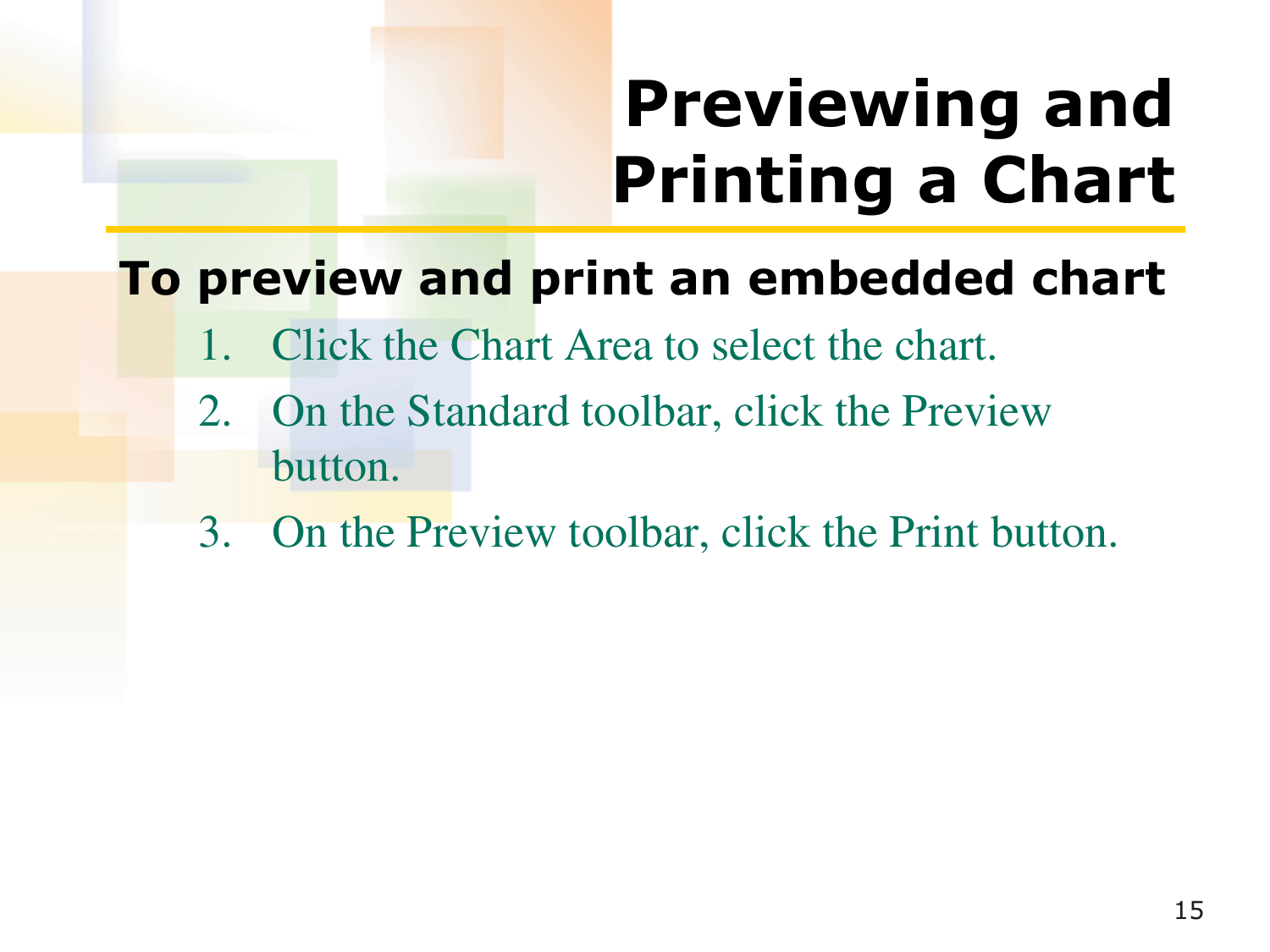# Previewing and Printing a Chart

**To preview and print an embedded chart**

1. Click the Chart Area to select the chart.
2. On the Standard toolbar, click the Preview button.
3. On the Preview toolbar, click the Print button.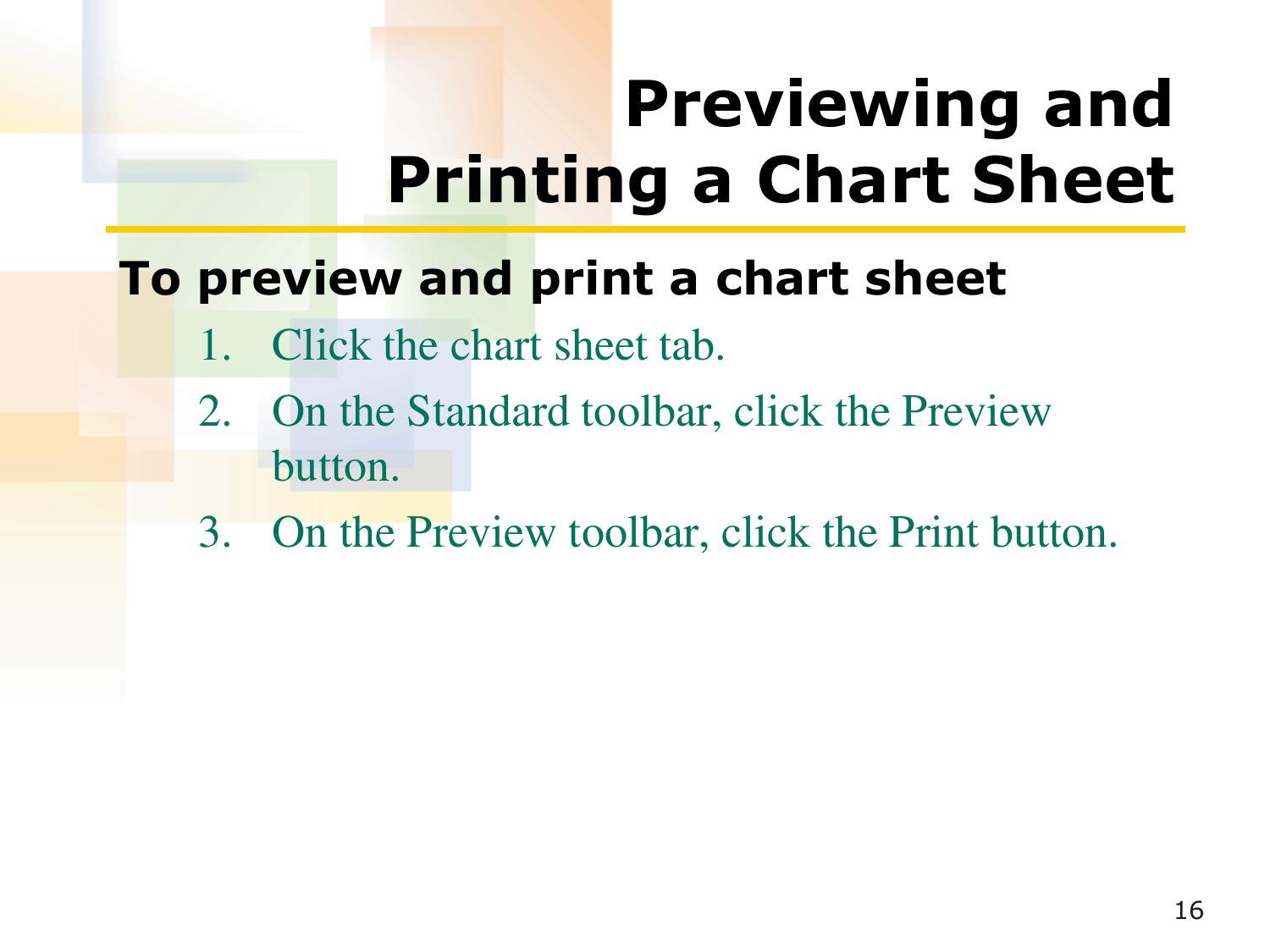# Previewing and Printing a Chart Sheet

**To preview and print a chart sheet**

1. Click the chart sheet tab.
2. On the Standard toolbar, click the Preview button.
3. On the Preview toolbar, click the Print button.